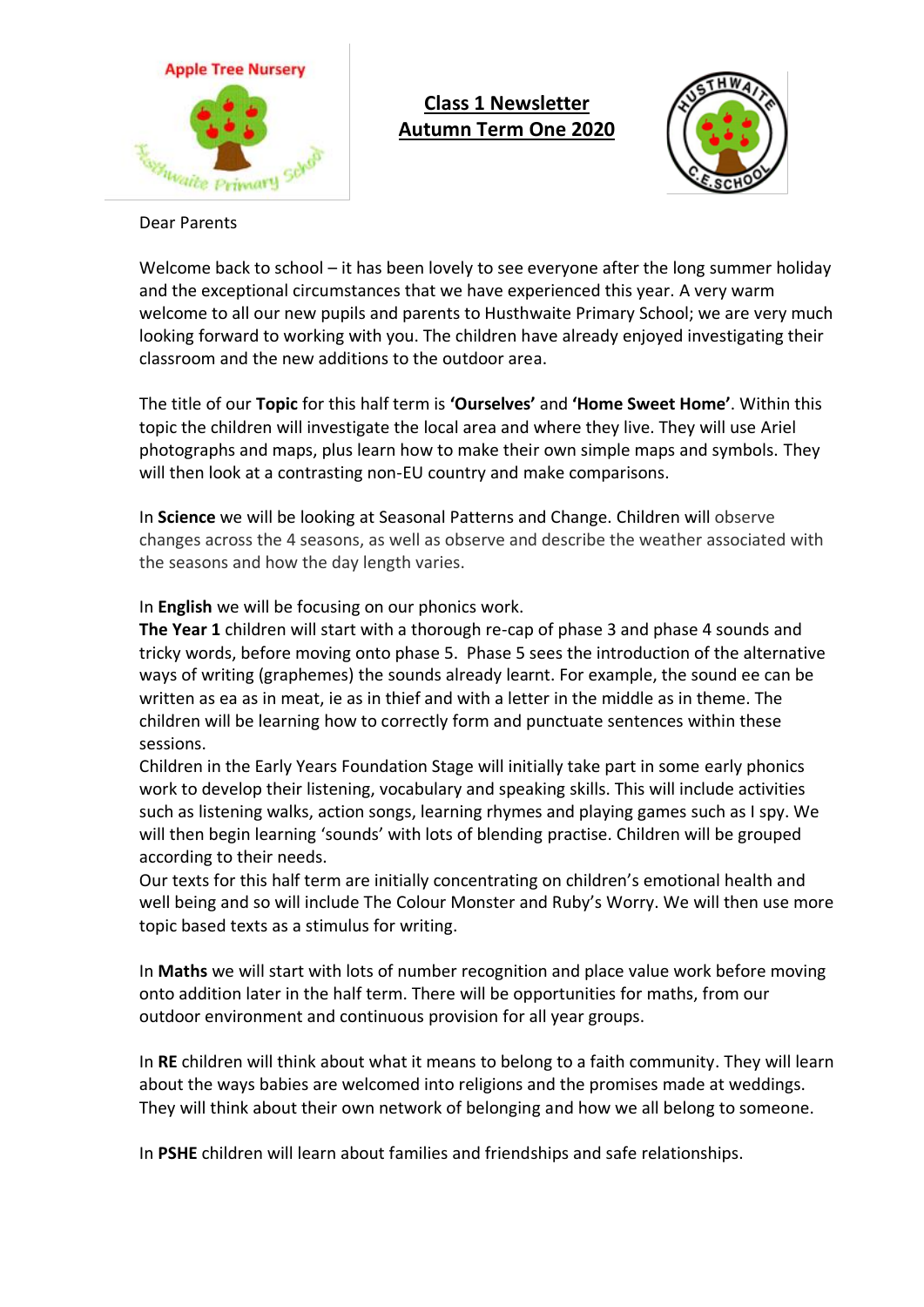# Class 1 Newsletter
# Autumn Term One 2020

Dear Parents

Welcome back to school – it has been lovely to see everyone after the long summer holiday and the exceptional circumstances that we have experienced this year. A very warm welcome to all our new pupils and parents to Husthwaite Primary School; we are very much looking forward to working with you. The children have already enjoyed investigating their classroom and the new additions to the outdoor area.

The title of our **Topic** for this half term is **'Ourselves'** and **'Home Sweet Home'**. Within this topic the children will investigate the local area and where they live. They will use Ariel photographs and maps, plus learn how to make their own simple maps and symbols. They will then look at a contrasting non-EU country and make comparisons.

In **Science** we will be looking at Seasonal Patterns and Change. Children will observe changes across the 4 seasons, as well as observe and describe the weather associated with the seasons and how the day length varies.

In **English** we will be focusing on our phonics work.
**The Year 1** children will start with a thorough re-cap of phase 3 and phase 4 sounds and tricky words, before moving onto phase 5. Phase 5 sees the introduction of the alternative ways of writing (graphemes) the sounds already learnt. For example, the sound ee can be written as ea as in meat, ie as in thief and with a letter in the middle as in theme. The children will be learning how to correctly form and punctuate sentences within these sessions.
Children in the Early Years Foundation Stage will initially take part in some early phonics work to develop their listening, vocabulary and speaking skills. This will include activities such as listening walks, action songs, learning rhymes and playing games such as I spy. We will then begin learning 'sounds' with lots of blending practise. Children will be grouped according to their needs.
Our texts for this half term are initially concentrating on children's emotional health and well being and so will include The Colour Monster and Ruby's Worry. We will then use more topic based texts as a stimulus for writing.

In **Maths** we will start with lots of number recognition and place value work before moving onto addition later in the half term. There will be opportunities for maths, from our outdoor environment and continuous provision for all year groups.

In **RE** children will think about what it means to belong to a faith community. They will learn about the ways babies are welcomed into religions and the promises made at weddings. They will think about their own network of belonging and how we all belong to someone.

In **PSHE** children will learn about families and friendships and safe relationships.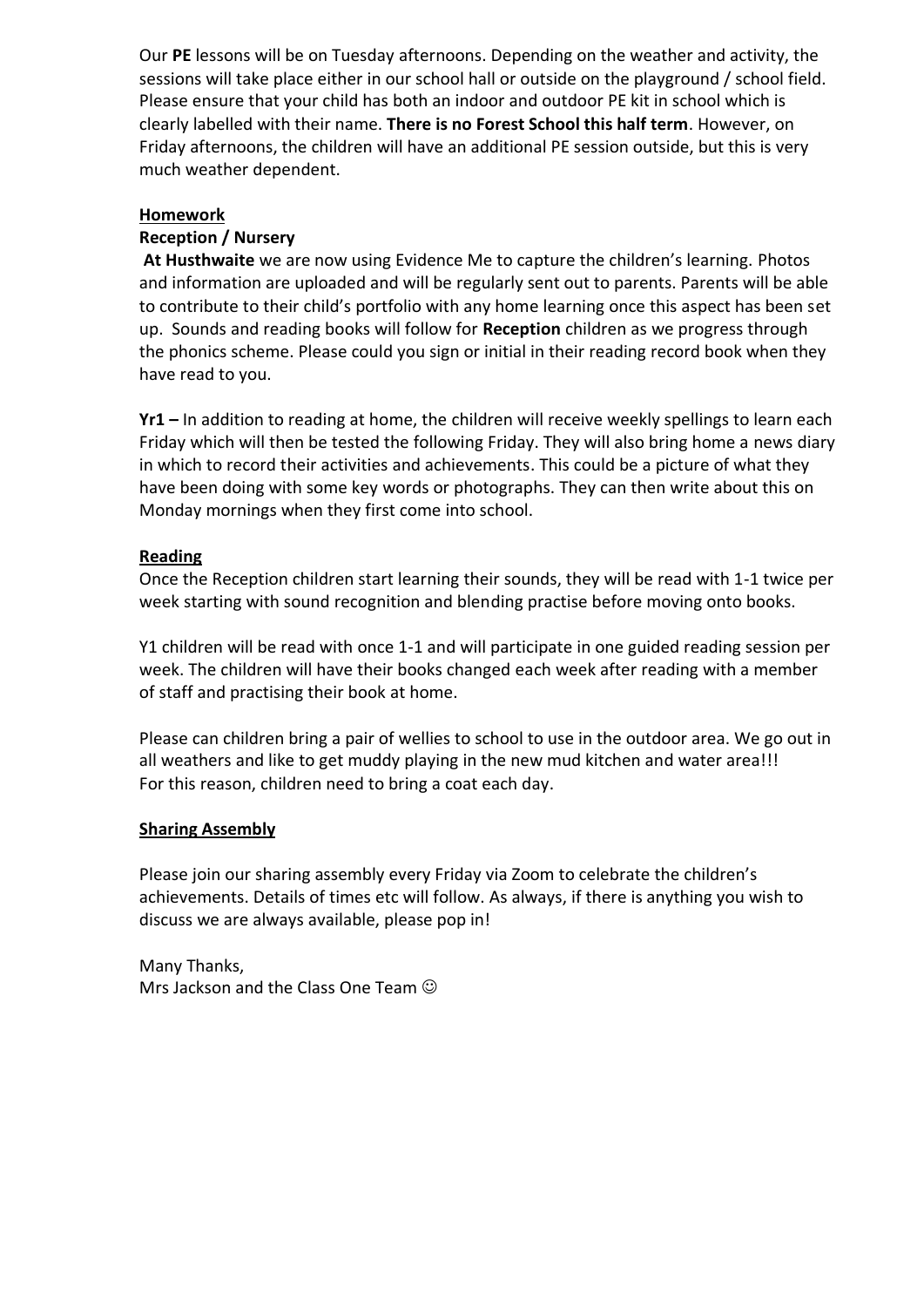Our **PE** lessons will be on Tuesday afternoons. Depending on the weather and activity, the sessions will take place either in our school hall or outside on the playground / school field. Please ensure that your child has both an indoor and outdoor PE kit in school which is clearly labelled with their name. **There is no Forest School this half term**. However, on Friday afternoons, the children will have an additional PE session outside, but this is very much weather dependent.

## Homework

### Reception / Nursery

**At Husthwaite** we are now using Evidence Me to capture the children's learning. Photos and information are uploaded and will be regularly sent out to parents. Parents will be able to contribute to their child's portfolio with any home learning once this aspect has been set up. Sounds and reading books will follow for **Reception** children as we progress through the phonics scheme. Please could you sign or initial in their reading record book when they have read to you.

**Yr1 –** In addition to reading at home, the children will receive weekly spellings to learn each Friday which will then be tested the following Friday. They will also bring home a news diary in which to record their activities and achievements. This could be a picture of what they have been doing with some key words or photographs. They can then write about this on Monday mornings when they first come into school.

## Reading

Once the Reception children start learning their sounds, they will be read with 1-1 twice per week starting with sound recognition and blending practise before moving onto books.

Y1 children will be read with once 1-1 and will participate in one guided reading session per week. The children will have their books changed each week after reading with a member of staff and practising their book at home.

Please can children bring a pair of wellies to school to use in the outdoor area. We go out in all weathers and like to get muddy playing in the new mud kitchen and water area!!!
For this reason, children need to bring a coat each day.

## Sharing Assembly

Please join our sharing assembly every Friday via Zoom to celebrate the children's achievements. Details of times etc will follow. As always, if there is anything you wish to discuss we are always available, please pop in!

Many Thanks,
Mrs Jackson and the Class One Team ☺